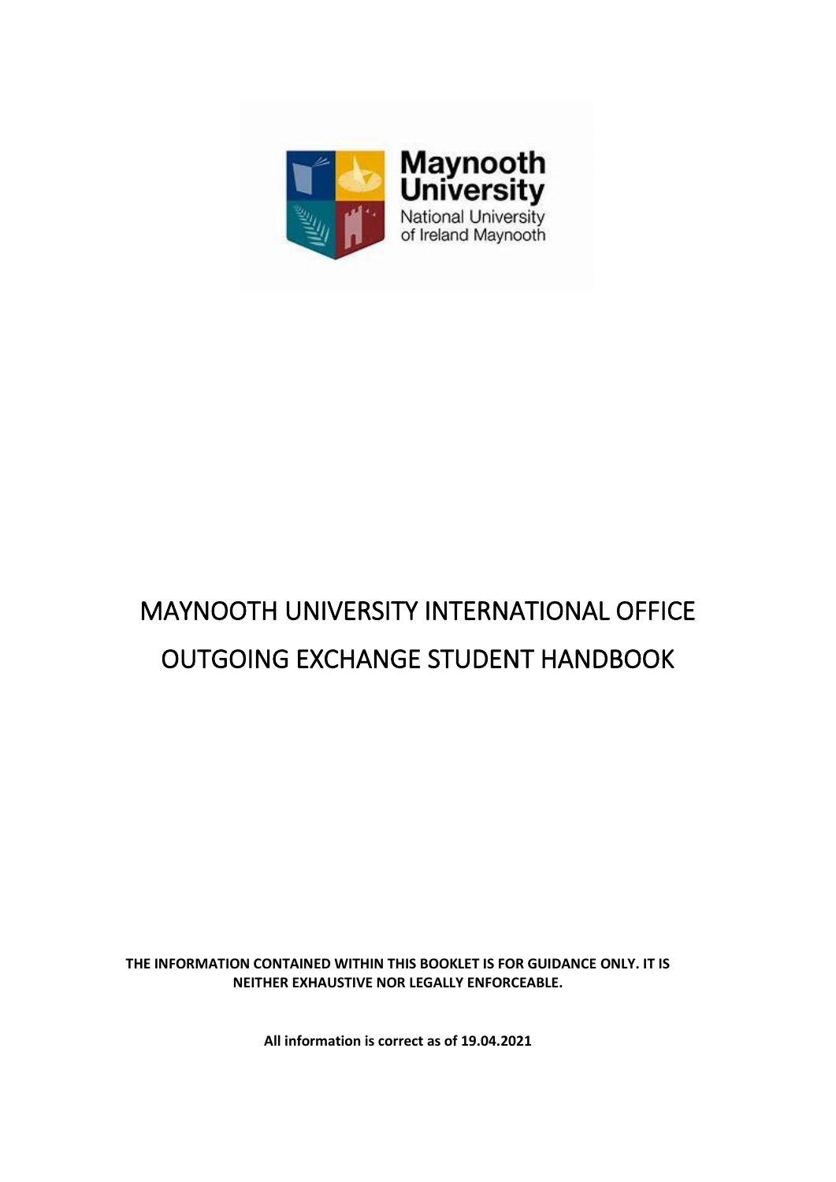Maynooth University

National University of Ireland Maynooth

# MAYNOOTH UNIVERSITY INTERNATIONAL OFFICE

# OUTGOING EXCHANGE STUDENT HANDBOOK

**THE INFORMATION CONTAINED WITHIN THIS BOOKLET IS FOR GUIDANCE ONLY. IT IS NEITHER EXHAUSTIVE NOR LEGALLY ENFORCEABLE.**

**All information is correct as of 19.04.2021**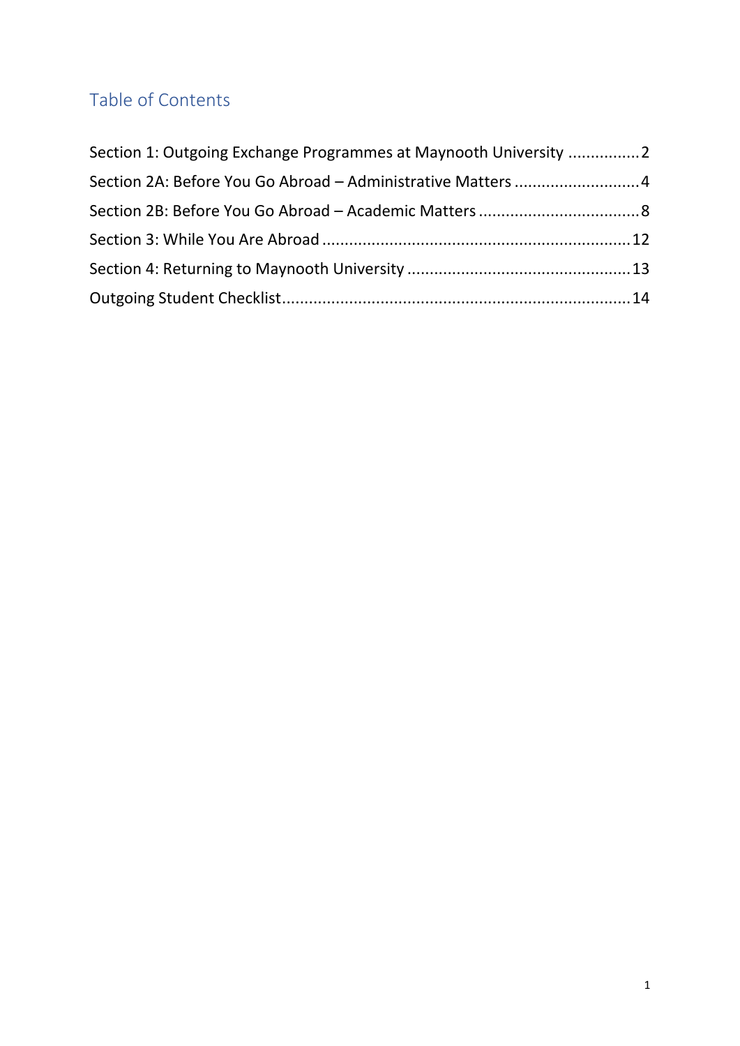## Table of Contents

Section 1: Outgoing Exchange Programmes at Maynooth University ................2

Section 2A: Before You Go Abroad – Administrative Matters ............................4

Section 2B: Before You Go Abroad – Academic Matters ....................................8

Section 3: While You Are Abroad ....................................................................12

Section 4: Returning to Maynooth University .................................................13

Outgoing Student Checklist.............................................................................14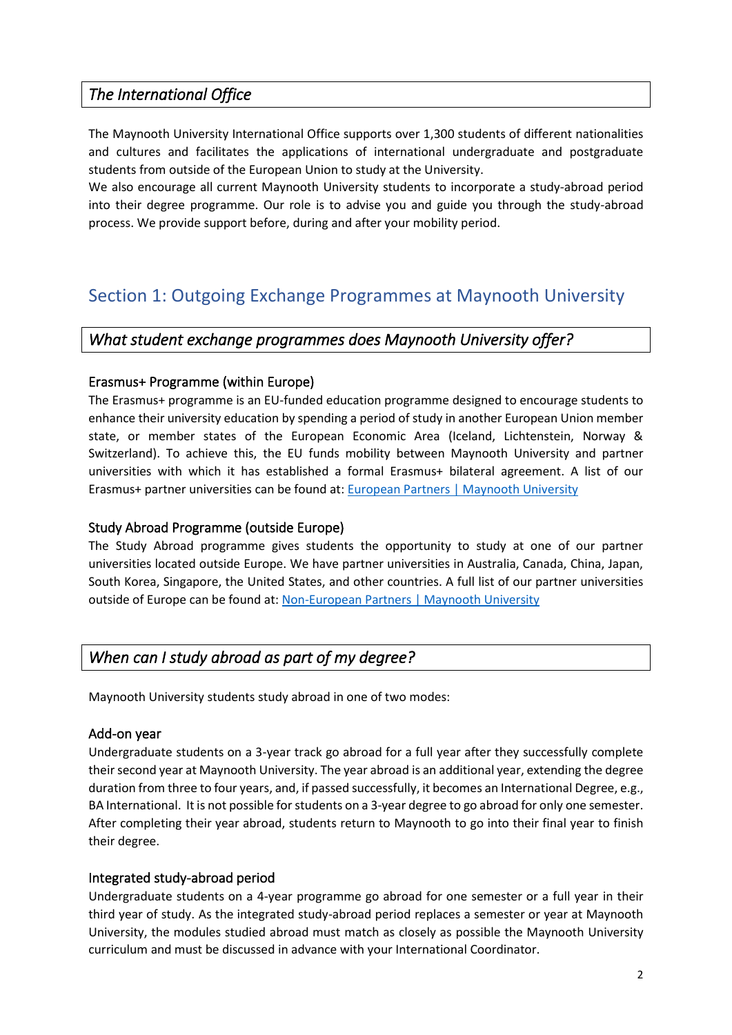## *The International Office*

The Maynooth University International Office supports over 1,300 students of different nationalities and cultures and facilitates the applications of international undergraduate and postgraduate students from outside of the European Union to study at the University.
We also encourage all current Maynooth University students to incorporate a study-abroad period into their degree programme. Our role is to advise you and guide you through the study-abroad process. We provide support before, during and after your mobility period.

# Section 1: Outgoing Exchange Programmes at Maynooth University

## *What student exchange programmes does Maynooth University offer?*

### Erasmus+ Programme (within Europe)

The Erasmus+ programme is an EU-funded education programme designed to encourage students to enhance their university education by spending a period of study in another European Union member state, or member states of the European Economic Area (Iceland, Lichtenstein, Norway & Switzerland). To achieve this, the EU funds mobility between Maynooth University and partner universities with which it has established a formal Erasmus+ bilateral agreement. A list of our Erasmus+ partner universities can be found at: European Partners | Maynooth University

### Study Abroad Programme (outside Europe)

The Study Abroad programme gives students the opportunity to study at one of our partner universities located outside Europe. We have partner universities in Australia, Canada, China, Japan, South Korea, Singapore, the United States, and other countries. A full list of our partner universities outside of Europe can be found at: Non-European Partners | Maynooth University

## *When can I study abroad as part of my degree?*

Maynooth University students study abroad in one of two modes:

### Add-on year

Undergraduate students on a 3-year track go abroad for a full year after they successfully complete their second year at Maynooth University. The year abroad is an additional year, extending the degree duration from three to four years, and, if passed successfully, it becomes an International Degree, e.g., BA International. It is not possible for students on a 3-year degree to go abroad for only one semester. After completing their year abroad, students return to Maynooth to go into their final year to finish their degree.

### Integrated study-abroad period

Undergraduate students on a 4-year programme go abroad for one semester or a full year in their third year of study. As the integrated study-abroad period replaces a semester or year at Maynooth University, the modules studied abroad must match as closely as possible the Maynooth University curriculum and must be discussed in advance with your International Coordinator.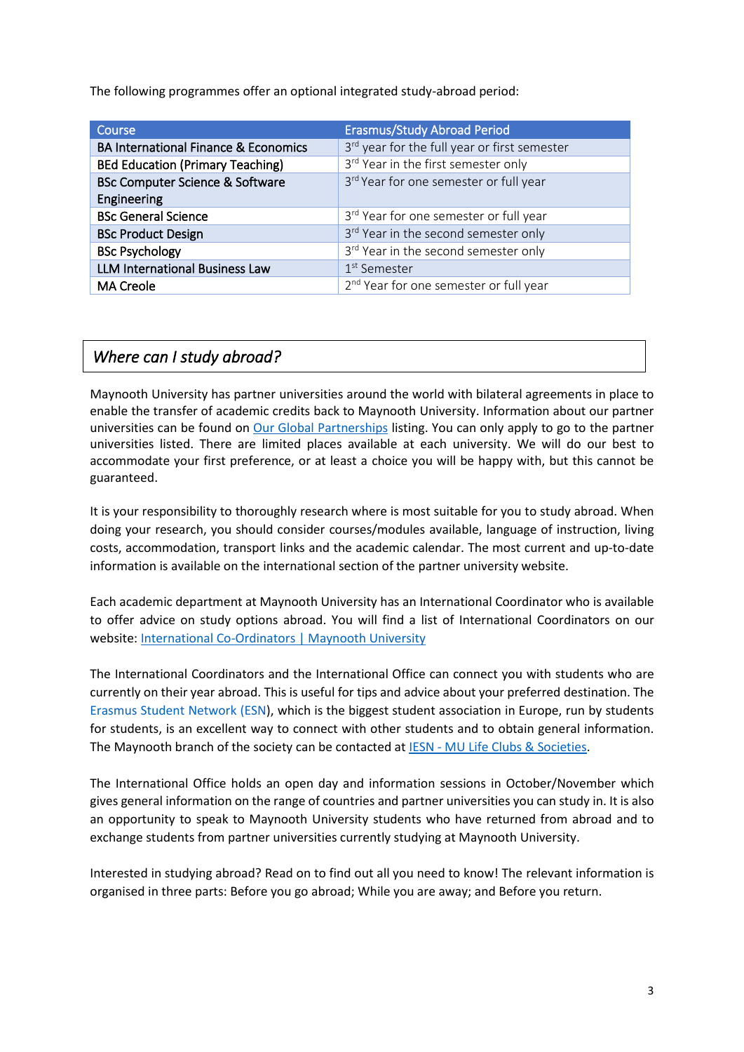The following programmes offer an optional integrated study-abroad period:

| Course | Erasmus/Study Abroad Period |
|---|---|
| BA International Finance & Economics | 3rd year for the full year or first semester |
| BEd Education (Primary Teaching) | 3rd Year in the first semester only |
| BSc Computer Science & Software Engineering | 3rd Year for one semester or full year |
| BSc General Science | 3rd Year for one semester or full year |
| BSc Product Design | 3rd Year in the second semester only |
| BSc Psychology | 3rd Year in the second semester only |
| LLM International Business Law | 1st Semester |
| MA Creole | 2nd Year for one semester or full year |

## *Where can I study abroad?*

Maynooth University has partner universities around the world with bilateral agreements in place to enable the transfer of academic credits back to Maynooth University. Information about our partner universities can be found on Our Global Partnerships listing. You can only apply to go to the partner universities listed. There are limited places available at each university. We will do our best to accommodate your first preference, or at least a choice you will be happy with, but this cannot be guaranteed.

It is your responsibility to thoroughly research where is most suitable for you to study abroad. When doing your research, you should consider courses/modules available, language of instruction, living costs, accommodation, transport links and the academic calendar. The most current and up-to-date information is available on the international section of the partner university website.

Each academic department at Maynooth University has an International Coordinator who is available to offer advice on study options abroad. You will find a list of International Coordinators on our website: International Co-Ordinators | Maynooth University

The International Coordinators and the International Office can connect you with students who are currently on their year abroad. This is useful for tips and advice about your preferred destination. The Erasmus Student Network (ESN), which is the biggest student association in Europe, run by students for students, is an excellent way to connect with other students and to obtain general information. The Maynooth branch of the society can be contacted at IESN - MU Life Clubs & Societies.

The International Office holds an open day and information sessions in October/November which gives general information on the range of countries and partner universities you can study in. It is also an opportunity to speak to Maynooth University students who have returned from abroad and to exchange students from partner universities currently studying at Maynooth University.

Interested in studying abroad? Read on to find out all you need to know! The relevant information is organised in three parts: Before you go abroad; While you are away; and Before you return.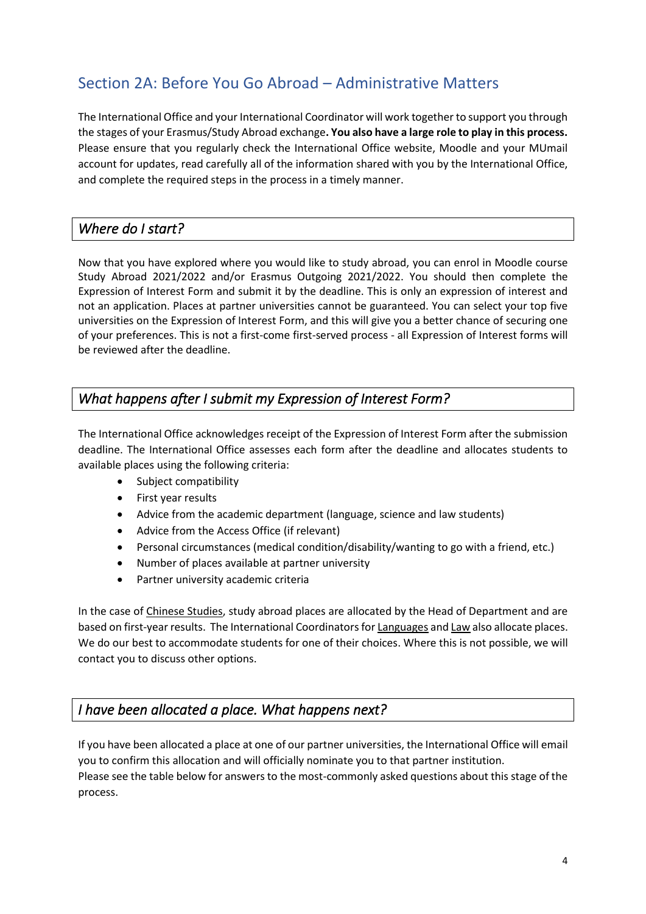## Section 2A: Before You Go Abroad – Administrative Matters

The International Office and your International Coordinator will work together to support you through the stages of your Erasmus/Study Abroad exchange**. You also have a large role to play in this process.** Please ensure that you regularly check the International Office website, Moodle and your MUmail account for updates, read carefully all of the information shared with you by the International Office, and complete the required steps in the process in a timely manner.

### *Where do I start?*

Now that you have explored where you would like to study abroad, you can enrol in Moodle course Study Abroad 2021/2022 and/or Erasmus Outgoing 2021/2022. You should then complete the Expression of Interest Form and submit it by the deadline. This is only an expression of interest and not an application. Places at partner universities cannot be guaranteed. You can select your top five universities on the Expression of Interest Form, and this will give you a better chance of securing one of your preferences. This is not a first-come first-served process - all Expression of Interest forms will be reviewed after the deadline.

### *What happens after I submit my Expression of Interest Form?*

The International Office acknowledges receipt of the Expression of Interest Form after the submission deadline. The International Office assesses each form after the deadline and allocates students to available places using the following criteria:

- Subject compatibility
- First year results
- Advice from the academic department (language, science and law students)
- Advice from the Access Office (if relevant)
- Personal circumstances (medical condition/disability/wanting to go with a friend, etc.)
- Number of places available at partner university
- Partner university academic criteria

In the case of Chinese Studies, study abroad places are allocated by the Head of Department and are based on first-year results. The International Coordinators for Languages and Law also allocate places. We do our best to accommodate students for one of their choices. Where this is not possible, we will contact you to discuss other options.

### *I have been allocated a place. What happens next?*

If you have been allocated a place at one of our partner universities, the International Office will email you to confirm this allocation and will officially nominate you to that partner institution.
Please see the table below for answers to the most-commonly asked questions about this stage of the process.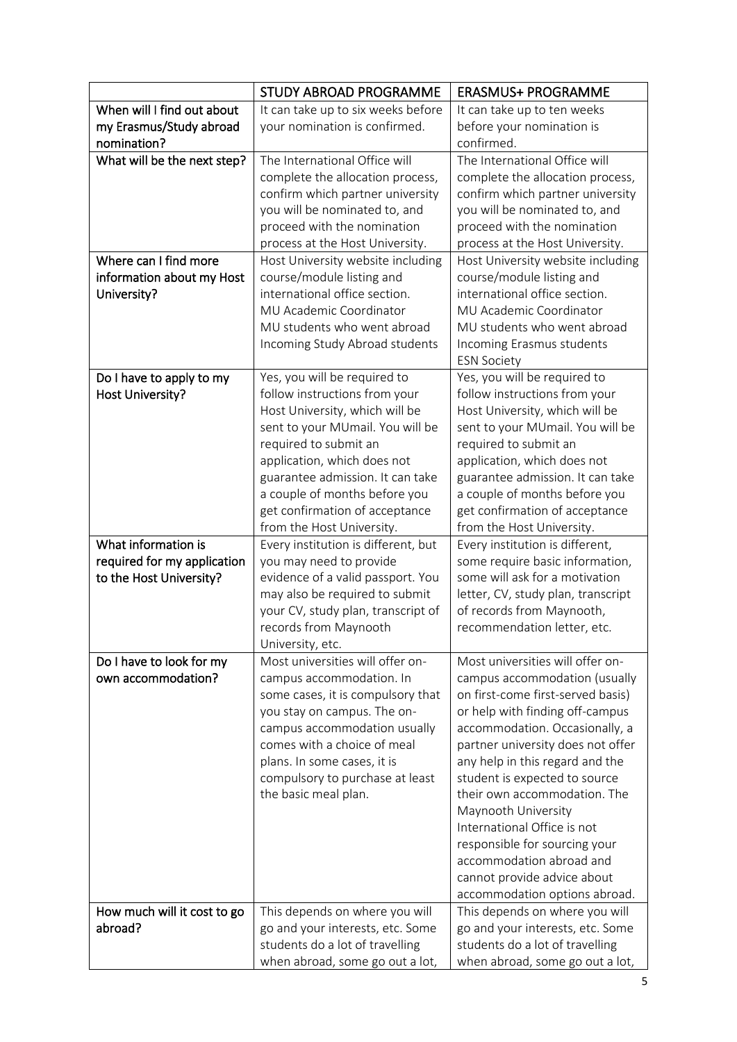| | STUDY ABROAD PROGRAMME | ERASMUS+ PROGRAMME |
|---|---|---|
| When will I find out about my Erasmus/Study abroad nomination? | It can take up to six weeks before your nomination is confirmed. | It can take up to ten weeks before your nomination is confirmed. |
| What will be the next step? | The International Office will complete the allocation process, confirm which partner university you will be nominated to, and proceed with the nomination process at the Host University. | The International Office will complete the allocation process, confirm which partner university you will be nominated to, and proceed with the nomination process at the Host University. |
| Where can I find more information about my Host University? | Host University website including course/module listing and international office section.<br>MU Academic Coordinator<br>MU students who went abroad<br>Incoming Study Abroad students | Host University website including course/module listing and international office section.<br>MU Academic Coordinator<br>MU students who went abroad<br>Incoming Erasmus students<br>ESN Society |
| Do I have to apply to my Host University? | Yes, you will be required to follow instructions from your Host University, which will be sent to your MUmail. You will be required to submit an application, which does not guarantee admission. It can take a couple of months before you get confirmation of acceptance from the Host University. | Yes, you will be required to follow instructions from your Host University, which will be sent to your MUmail. You will be required to submit an application, which does not guarantee admission. It can take a couple of months before you get confirmation of acceptance from the Host University. |
| What information is required for my application to the Host University? | Every institution is different, but you may need to provide evidence of a valid passport. You may also be required to submit your CV, study plan, transcript of records from Maynooth University, etc. | Every institution is different, some require basic information, some will ask for a motivation letter, CV, study plan, transcript of records from Maynooth, recommendation letter, etc. |
| Do I have to look for my own accommodation? | Most universities will offer on-campus accommodation. In some cases, it is compulsory that you stay on campus. The on-campus accommodation usually comes with a choice of meal plans. In some cases, it is compulsory to purchase at least the basic meal plan. | Most universities will offer on-campus accommodation (usually on first-come first-served basis) or help with finding off-campus accommodation. Occasionally, a partner university does not offer any help in this regard and the student is expected to source their own accommodation. The Maynooth University International Office is not responsible for sourcing your accommodation abroad and cannot provide advice about accommodation options abroad. |
| How much will it cost to go abroad? | This depends on where you will go and your interests, etc. Some students do a lot of travelling when abroad, some go out a lot, | This depends on where you will go and your interests, etc. Some students do a lot of travelling when abroad, some go out a lot, |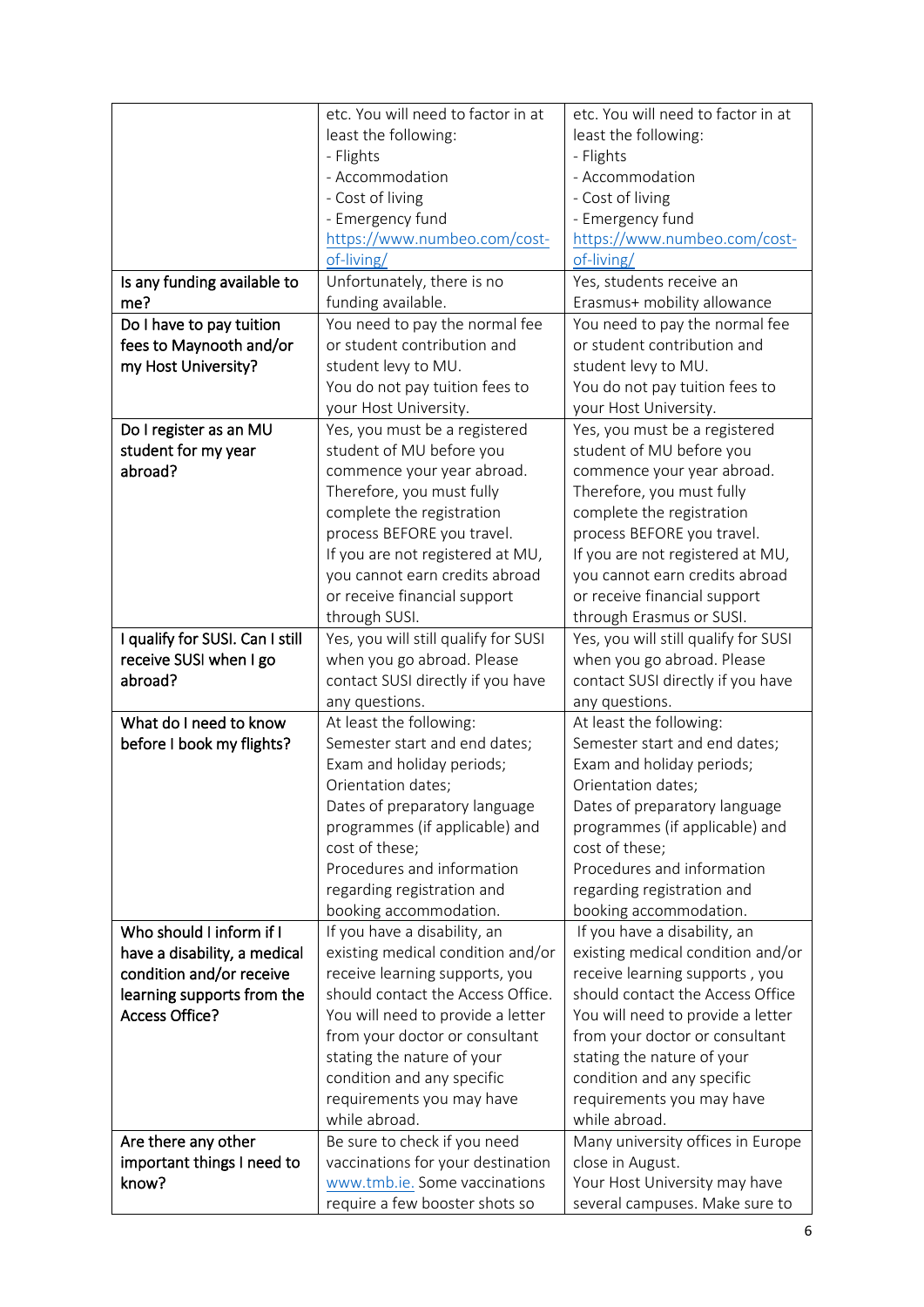| | | |
|---|---|---|
| | etc. You will need to factor in at least the following:<br>- Flights<br>- Accommodation<br>- Cost of living<br>- Emergency fund<br>https://www.numbeo.com/cost-of-living/ | etc. You will need to factor in at least the following:<br>- Flights<br>- Accommodation<br>- Cost of living<br>- Emergency fund<br>https://www.numbeo.com/cost-of-living/ |
| Is any funding available to me? | Unfortunately, there is no funding available. | Yes, students receive an Erasmus+ mobility allowance |
| Do I have to pay tuition fees to Maynooth and/or my Host University? | You need to pay the normal fee or student contribution and student levy to MU.<br>You do not pay tuition fees to your Host University. | You need to pay the normal fee or student contribution and student levy to MU.<br>You do not pay tuition fees to your Host University. |
| Do I register as an MU student for my year abroad? | Yes, you must be a registered student of MU before you commence your year abroad. Therefore, you must fully complete the registration process BEFORE you travel.<br>If you are not registered at MU, you cannot earn credits abroad or receive financial support through SUSI. | Yes, you must be a registered student of MU before you commence your year abroad. Therefore, you must fully complete the registration process BEFORE you travel.<br>If you are not registered at MU, you cannot earn credits abroad or receive financial support through Erasmus or SUSI. |
| I qualify for SUSI. Can I still receive SUSI when I go abroad? | Yes, you will still qualify for SUSI when you go abroad. Please contact SUSI directly if you have any questions. | Yes, you will still qualify for SUSI when you go abroad. Please contact SUSI directly if you have any questions. |
| What do I need to know before I book my flights? | At least the following:<br>Semester start and end dates;<br>Exam and holiday periods;<br>Orientation dates;<br>Dates of preparatory language programmes (if applicable) and cost of these;<br>Procedures and information regarding registration and booking accommodation. | At least the following:<br>Semester start and end dates;<br>Exam and holiday periods;<br>Orientation dates;<br>Dates of preparatory language programmes (if applicable) and cost of these;<br>Procedures and information regarding registration and booking accommodation. |
| Who should I inform if I have a disability, a medical condition and/or receive learning supports from the Access Office? | If you have a disability, an existing medical condition and/or receive learning supports, you should contact the Access Office. You will need to provide a letter from your doctor or consultant stating the nature of your condition and any specific requirements you may have while abroad. | If you have a disability, an existing medical condition and/or receive learning supports , you should contact the Access Office. You will need to provide a letter from your doctor or consultant stating the nature of your condition and any specific requirements you may have while abroad. |
| Are there any other important things I need to know? | Be sure to check if you need vaccinations for your destination www.tmb.ie. Some vaccinations require a few booster shots so | Many university offices in Europe close in August.<br>Your Host University may have several campuses. Make sure to |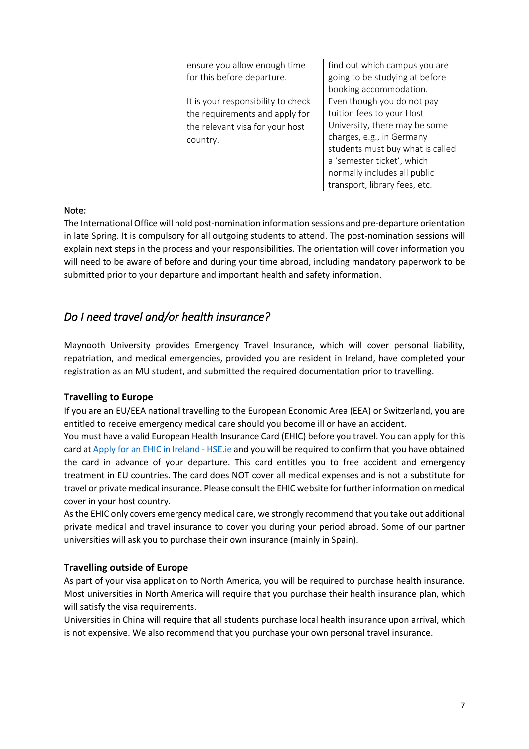|  | ensure you allow enough time for this before departure.<br><br>It is your responsibility to check the requirements and apply for the relevant visa for your host country. | find out which campus you are going to be studying at before booking accommodation.<br>Even though you do not pay tuition fees to your Host University, there may be some charges, e.g., in Germany students must buy what is called a 'semester ticket', which normally includes all public transport, library fees, etc. |
|---|---|---|

**Note:**

The International Office will hold post-nomination information sessions and pre-departure orientation in late Spring. It is compulsory for all outgoing students to attend. The post-nomination sessions will explain next steps in the process and your responsibilities. The orientation will cover information you will need to be aware of before and during your time abroad, including mandatory paperwork to be submitted prior to your departure and important health and safety information.

## *Do I need travel and/or health insurance?*

Maynooth University provides Emergency Travel Insurance, which will cover personal liability, repatriation, and medical emergencies, provided you are resident in Ireland, have completed your registration as an MU student, and submitted the required documentation prior to travelling.

### Travelling to Europe

If you are an EU/EEA national travelling to the European Economic Area (EEA) or Switzerland, you are entitled to receive emergency medical care should you become ill or have an accident.

You must have a valid European Health Insurance Card (EHIC) before you travel. You can apply for this card at [Apply for an EHIC in Ireland - HSE.ie] and you will be required to confirm that you have obtained the card in advance of your departure. This card entitles you to free accident and emergency treatment in EU countries. The card does NOT cover all medical expenses and is not a substitute for travel or private medical insurance. Please consult the EHIC website for further information on medical cover in your host country.

As the EHIC only covers emergency medical care, we strongly recommend that you take out additional private medical and travel insurance to cover you during your period abroad. Some of our partner universities will ask you to purchase their own insurance (mainly in Spain).

### Travelling outside of Europe

As part of your visa application to North America, you will be required to purchase health insurance. Most universities in North America will require that you purchase their health insurance plan, which will satisfy the visa requirements.

Universities in China will require that all students purchase local health insurance upon arrival, which is not expensive. We also recommend that you purchase your own personal travel insurance.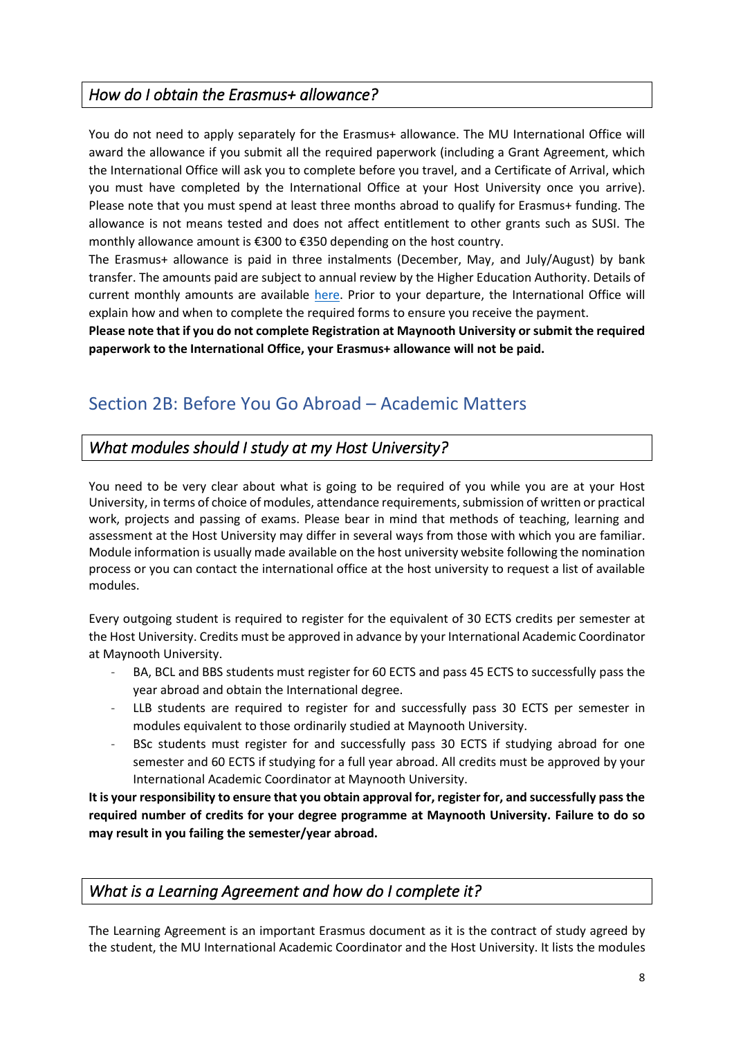### *How do I obtain the Erasmus+ allowance?*

You do not need to apply separately for the Erasmus+ allowance. The MU International Office will award the allowance if you submit all the required paperwork (including a Grant Agreement, which the International Office will ask you to complete before you travel, and a Certificate of Arrival, which you must have completed by the International Office at your Host University once you arrive). Please note that you must spend at least three months abroad to qualify for Erasmus+ funding. The allowance is not means tested and does not affect entitlement to other grants such as SUSI. The monthly allowance amount is €300 to €350 depending on the host country.

The Erasmus+ allowance is paid in three instalments (December, May, and July/August) by bank transfer. The amounts paid are subject to annual review by the Higher Education Authority. Details of current monthly amounts are available here. Prior to your departure, the International Office will explain how and when to complete the required forms to ensure you receive the payment.

**Please note that if you do not complete Registration at Maynooth University or submit the required paperwork to the International Office, your Erasmus+ allowance will not be paid.**

## Section 2B: Before You Go Abroad – Academic Matters

### *What modules should I study at my Host University?*

You need to be very clear about what is going to be required of you while you are at your Host University, in terms of choice of modules, attendance requirements, submission of written or practical work, projects and passing of exams. Please bear in mind that methods of teaching, learning and assessment at the Host University may differ in several ways from those with which you are familiar. Module information is usually made available on the host university website following the nomination process or you can contact the international office at the host university to request a list of available modules.

Every outgoing student is required to register for the equivalent of 30 ECTS credits per semester at the Host University. Credits must be approved in advance by your International Academic Coordinator at Maynooth University.

- BA, BCL and BBS students must register for 60 ECTS and pass 45 ECTS to successfully pass the year abroad and obtain the International degree.
- LLB students are required to register for and successfully pass 30 ECTS per semester in modules equivalent to those ordinarily studied at Maynooth University.
- BSc students must register for and successfully pass 30 ECTS if studying abroad for one semester and 60 ECTS if studying for a full year abroad. All credits must be approved by your International Academic Coordinator at Maynooth University.

**It is your responsibility to ensure that you obtain approval for, register for, and successfully pass the required number of credits for your degree programme at Maynooth University. Failure to do so may result in you failing the semester/year abroad.**

### *What is a Learning Agreement and how do I complete it?*

The Learning Agreement is an important Erasmus document as it is the contract of study agreed by the student, the MU International Academic Coordinator and the Host University. It lists the modules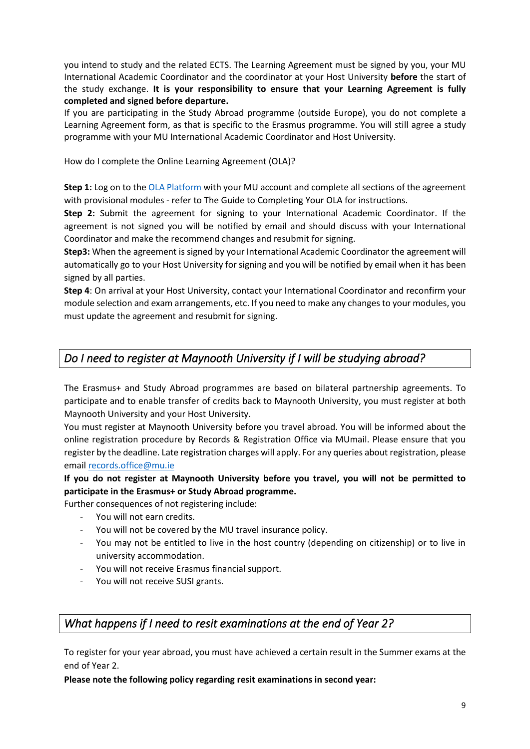you intend to study and the related ECTS. The Learning Agreement must be signed by you, your MU International Academic Coordinator and the coordinator at your Host University **before** the start of the study exchange. **It is your responsibility to ensure that your Learning Agreement is fully completed and signed before departure.**

If you are participating in the Study Abroad programme (outside Europe), you do not complete a Learning Agreement form, as that is specific to the Erasmus programme. You will still agree a study programme with your MU International Academic Coordinator and Host University.

How do I complete the Online Learning Agreement (OLA)?

**Step 1:** Log on to the [OLA Platform] with your MU account and complete all sections of the agreement with provisional modules - refer to The Guide to Completing Your OLA for instructions.

**Step 2:** Submit the agreement for signing to your International Academic Coordinator. If the agreement is not signed you will be notified by email and should discuss with your International Coordinator and make the recommend changes and resubmit for signing.

**Step3:** When the agreement is signed by your International Academic Coordinator the agreement will automatically go to your Host University for signing and you will be notified by email when it has been signed by all parties.

**Step 4**: On arrival at your Host University, contact your International Coordinator and reconfirm your module selection and exam arrangements, etc. If you need to make any changes to your modules, you must update the agreement and resubmit for signing.

## *Do I need to register at Maynooth University if I will be studying abroad?*

The Erasmus+ and Study Abroad programmes are based on bilateral partnership agreements. To participate and to enable transfer of credits back to Maynooth University, you must register at both Maynooth University and your Host University.

You must register at Maynooth University before you travel abroad. You will be informed about the online registration procedure by Records & Registration Office via MUmail. Please ensure that you register by the deadline. Late registration charges will apply. For any queries about registration, please email records.office@mu.ie

**If you do not register at Maynooth University before you travel, you will not be permitted to participate in the Erasmus+ or Study Abroad programme.**

Further consequences of not registering include:

- You will not earn credits.
- You will not be covered by the MU travel insurance policy.
- You may not be entitled to live in the host country (depending on citizenship) or to live in university accommodation.
- You will not receive Erasmus financial support.
- You will not receive SUSI grants.

## *What happens if I need to resit examinations at the end of Year 2?*

To register for your year abroad, you must have achieved a certain result in the Summer exams at the end of Year 2.

**Please note the following policy regarding resit examinations in second year:**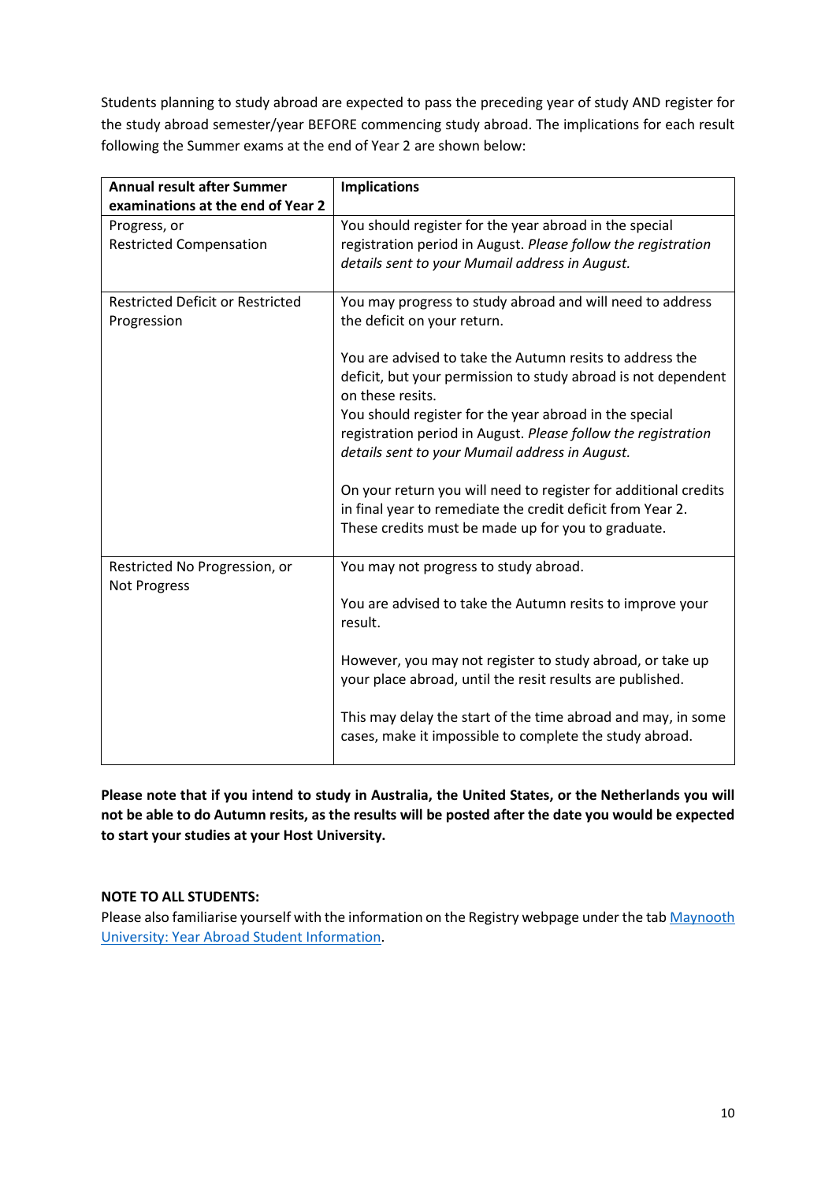Students planning to study abroad are expected to pass the preceding year of study AND register for the study abroad semester/year BEFORE commencing study abroad. The implications for each result following the Summer exams at the end of Year 2 are shown below:

| **Annual result after Summer examinations at the end of Year 2** | **Implications** |
|---|---|
| Progress, or<br>Restricted Compensation | You should register for the year abroad in the special registration period in August. *Please follow the registration details sent to your Mumail address in August.* |
| Restricted Deficit or Restricted Progression | You may progress to study abroad and will need to address the deficit on your return.<br><br>You are advised to take the Autumn resits to address the deficit, but your permission to study abroad is not dependent on these resits.<br>You should register for the year abroad in the special registration period in August. *Please follow the registration details sent to your Mumail address in August.*<br><br>On your return you will need to register for additional credits in final year to remediate the credit deficit from Year 2. These credits must be made up for you to graduate. |
| Restricted No Progression, or Not Progress | You may not progress to study abroad.<br><br>You are advised to take the Autumn resits to improve your result.<br><br>However, you may not register to study abroad, or take up your place abroad, until the resit results are published.<br><br>This may delay the start of the time abroad and may, in some cases, make it impossible to complete the study abroad. |

**Please note that if you intend to study in Australia, the United States, or the Netherlands you will not be able to do Autumn resits, as the results will be posted after the date you would be expected to start your studies at your Host University.**

**NOTE TO ALL STUDENTS:**

Please also familiarise yourself with the information on the Registry webpage under the tab [Maynooth University: Year Abroad Student Information](Maynooth University: Year Abroad Student Information).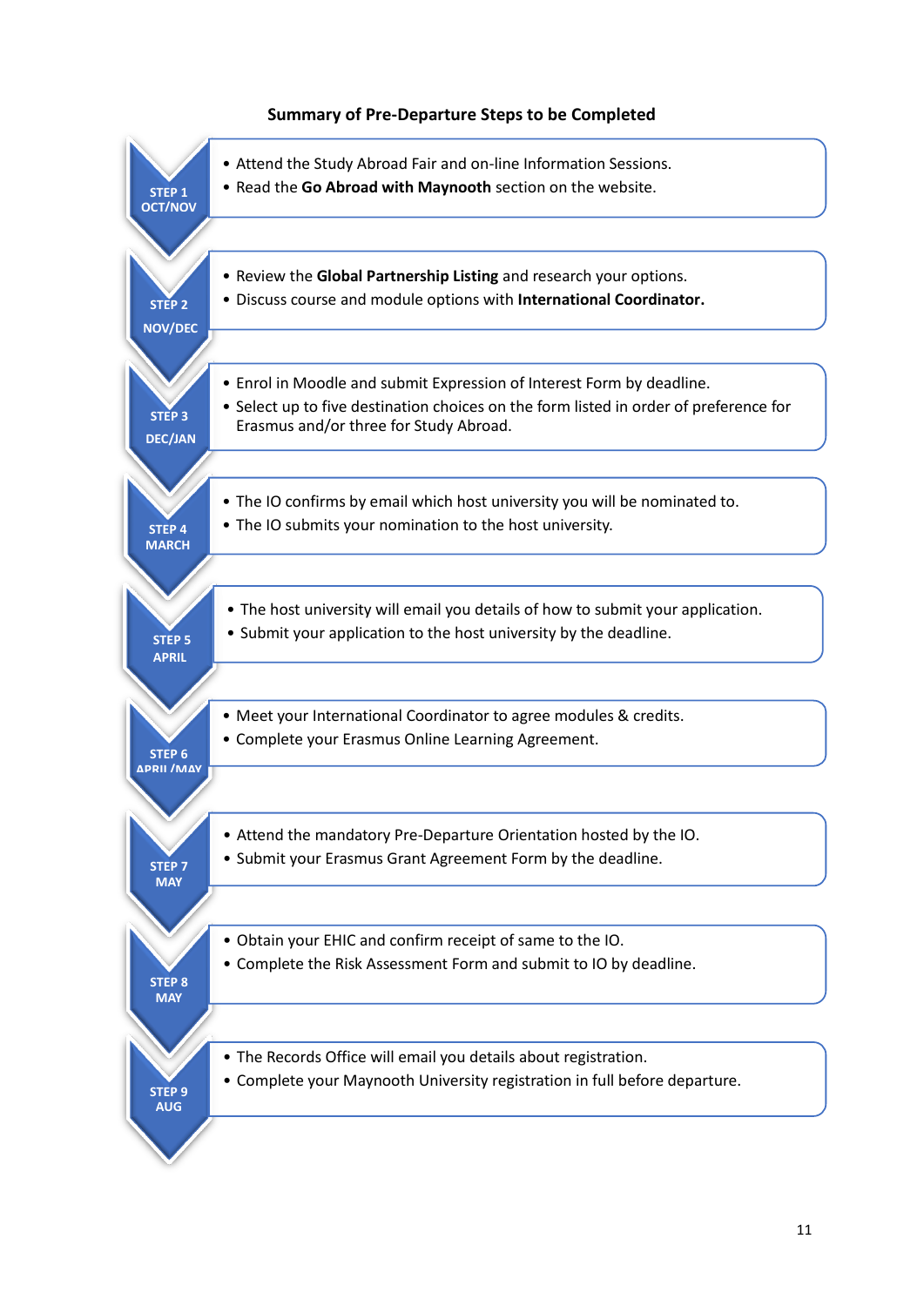## Summary of Pre-Departure Steps to be Completed

**STEP 1 OCT/NOV**

- Attend the Study Abroad Fair and on-line Information Sessions.
- Read the **Go Abroad with Maynooth** section on the website.

**STEP 2 NOV/DEC**

- Review the **Global Partnership Listing** and research your options.
- Discuss course and module options with **International Coordinator.**

**STEP 3 DEC/JAN**

- Enrol in Moodle and submit Expression of Interest Form by deadline.
- Select up to five destination choices on the form listed in order of preference for Erasmus and/or three for Study Abroad.

**STEP 4 MARCH**

- The IO confirms by email which host university you will be nominated to.
- The IO submits your nomination to the host university.

**STEP 5 APRIL**

- The host university will email you details of how to submit your application.
- Submit your application to the host university by the deadline.

**STEP 6 APRIL/MAY**

- Meet your International Coordinator to agree modules & credits.
- Complete your Erasmus Online Learning Agreement.

**STEP 7 MAY**

- Attend the mandatory Pre-Departure Orientation hosted by the IO.
- Submit your Erasmus Grant Agreement Form by the deadline.

**STEP 8 MAY**

- Obtain your EHIC and confirm receipt of same to the IO.
- Complete the Risk Assessment Form and submit to IO by deadline.

**STEP 9 AUG**

- The Records Office will email you details about registration.
- Complete your Maynooth University registration in full before departure.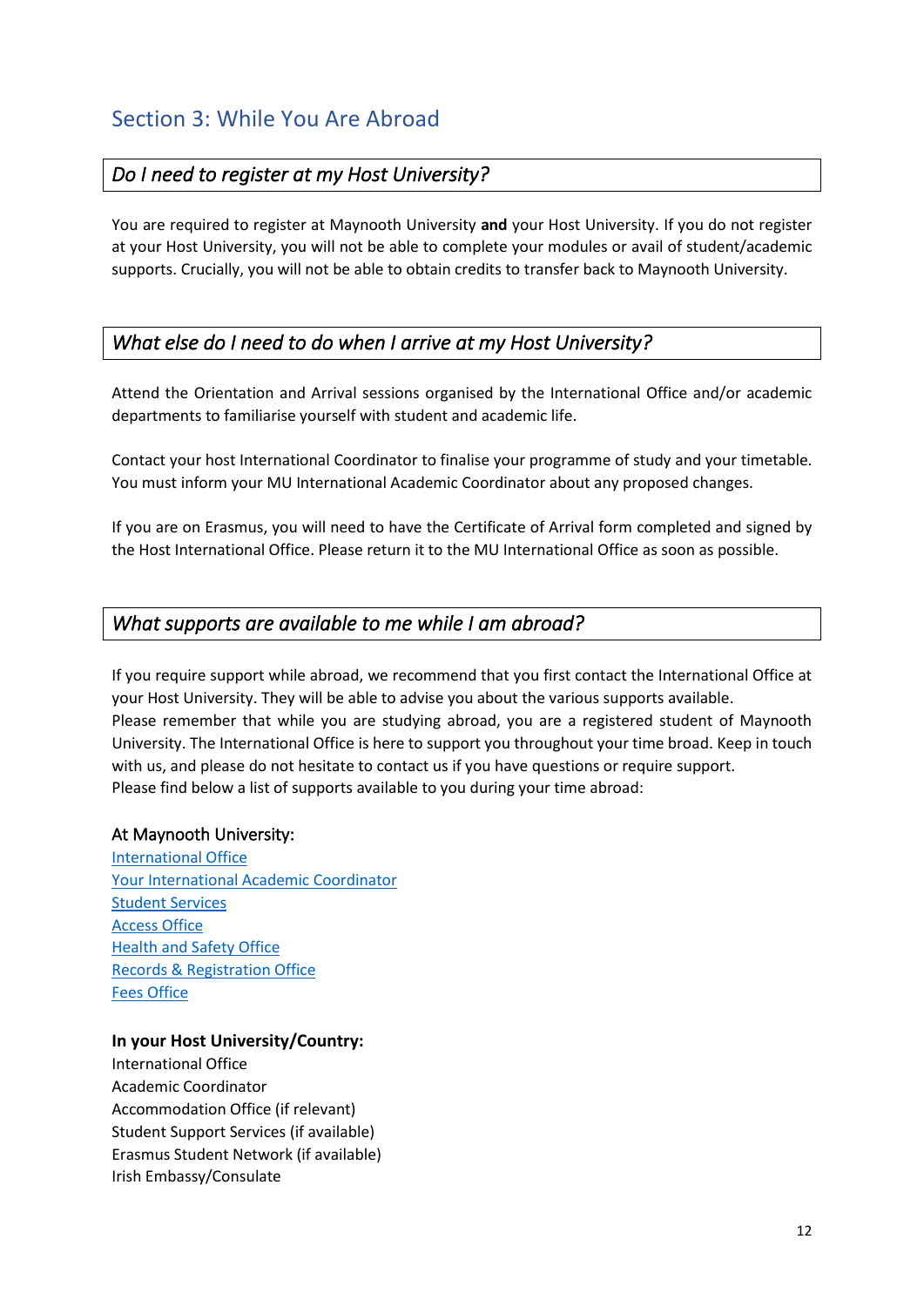## Section 3: While You Are Abroad

### *Do I need to register at my Host University?*

You are required to register at Maynooth University **and** your Host University. If you do not register at your Host University, you will not be able to complete your modules or avail of student/academic supports. Crucially, you will not be able to obtain credits to transfer back to Maynooth University.

### *What else do I need to do when I arrive at my Host University?*

Attend the Orientation and Arrival sessions organised by the International Office and/or academic departments to familiarise yourself with student and academic life.

Contact your host International Coordinator to finalise your programme of study and your timetable. You must inform your MU International Academic Coordinator about any proposed changes.

If you are on Erasmus, you will need to have the Certificate of Arrival form completed and signed by the Host International Office. Please return it to the MU International Office as soon as possible.

### *What supports are available to me while I am abroad?*

If you require support while abroad, we recommend that you first contact the International Office at your Host University. They will be able to advise you about the various supports available.
Please remember that while you are studying abroad, you are a registered student of Maynooth University. The International Office is here to support you throughout your time broad. Keep in touch with us, and please do not hesitate to contact us if you have questions or require support.
Please find below a list of supports available to you during your time abroad:

At Maynooth University:
International Office
Your International Academic Coordinator
Student Services
Access Office
Health and Safety Office
Records & Registration Office
Fees Office

**In your Host University/Country:**
International Office
Academic Coordinator
Accommodation Office (if relevant)
Student Support Services (if available)
Erasmus Student Network (if available)
Irish Embassy/Consulate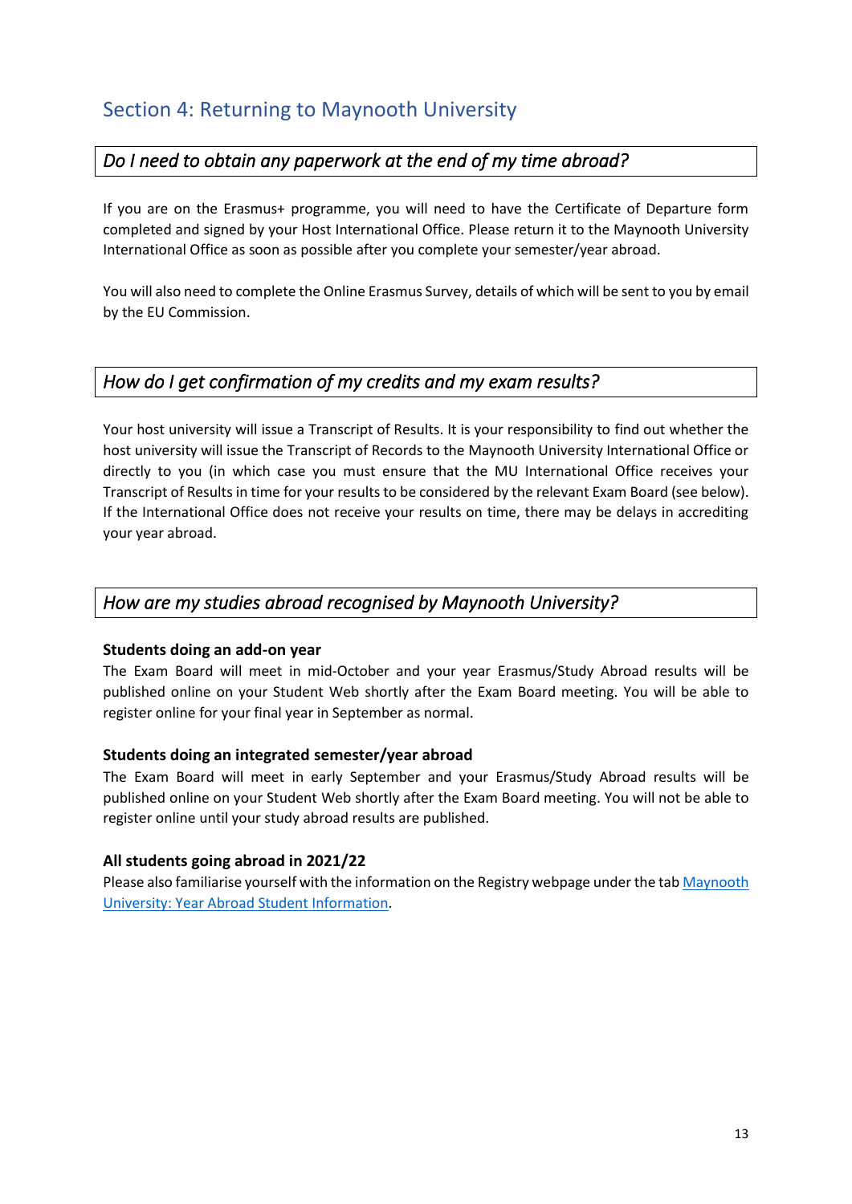## Section 4: Returning to Maynooth University

### *Do I need to obtain any paperwork at the end of my time abroad?*

If you are on the Erasmus+ programme, you will need to have the Certificate of Departure form completed and signed by your Host International Office. Please return it to the Maynooth University International Office as soon as possible after you complete your semester/year abroad.

You will also need to complete the Online Erasmus Survey, details of which will be sent to you by email by the EU Commission.

### *How do I get confirmation of my credits and my exam results?*

Your host university will issue a Transcript of Results. It is your responsibility to find out whether the host university will issue the Transcript of Records to the Maynooth University International Office or directly to you (in which case you must ensure that the MU International Office receives your Transcript of Results in time for your results to be considered by the relevant Exam Board (see below). If the International Office does not receive your results on time, there may be delays in accrediting your year abroad.

### *How are my studies abroad recognised by Maynooth University?*

**Students doing an add-on year**

The Exam Board will meet in mid-October and your year Erasmus/Study Abroad results will be published online on your Student Web shortly after the Exam Board meeting. You will be able to register online for your final year in September as normal.

**Students doing an integrated semester/year abroad**

The Exam Board will meet in early September and your Erasmus/Study Abroad results will be published online on your Student Web shortly after the Exam Board meeting. You will not be able to register online until your study abroad results are published.

**All students going abroad in 2021/22**

Please also familiarise yourself with the information on the Registry webpage under the tab [Maynooth University: Year Abroad Student Information].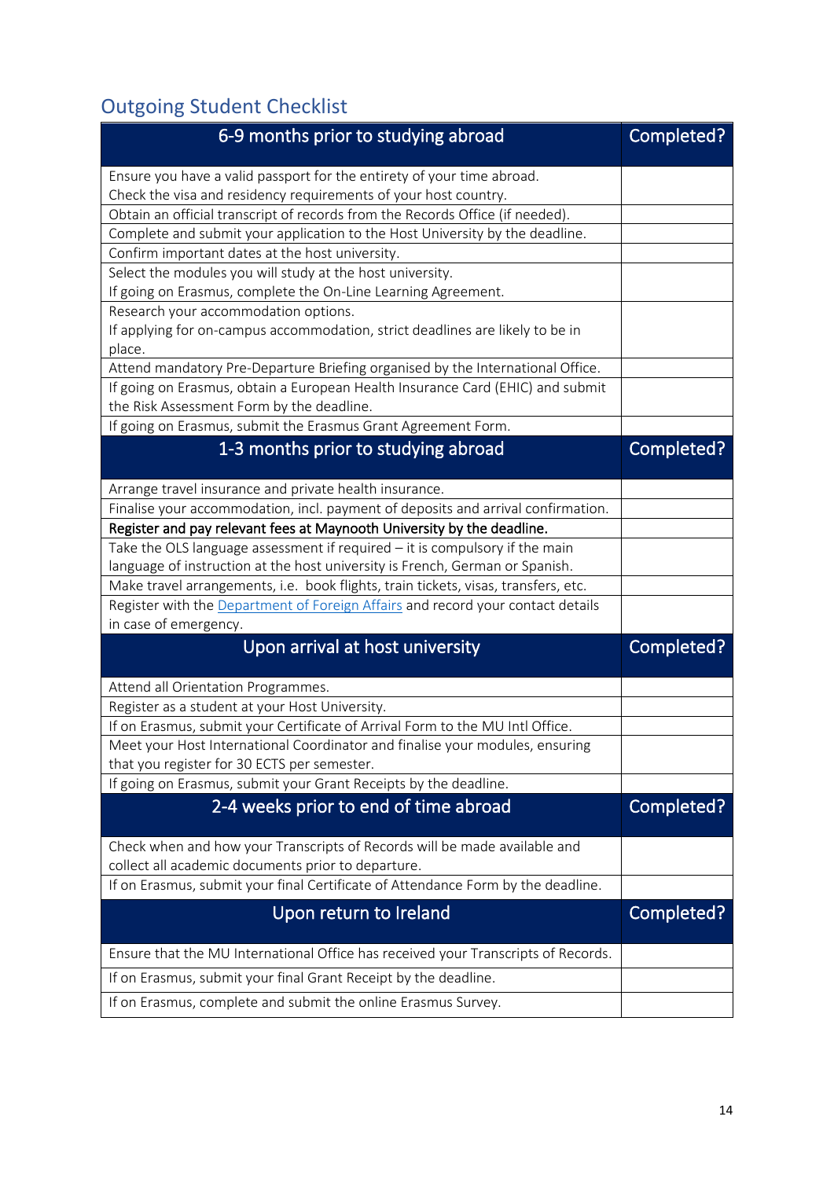## Outgoing Student Checklist

| 6-9 months prior to studying abroad | Completed? |
|---|---|
| Ensure you have a valid passport for the entirety of your time abroad. Check the visa and residency requirements of your host country. | |
| Obtain an official transcript of records from the Records Office (if needed). | |
| Complete and submit your application to the Host University by the deadline. | |
| Confirm important dates at the host university. | |
| Select the modules you will study at the host university. If going on Erasmus, complete the On-Line Learning Agreement. | |
| Research your accommodation options. If applying for on-campus accommodation, strict deadlines are likely to be in place. | |
| Attend mandatory Pre-Departure Briefing organised by the International Office. | |
| If going on Erasmus, obtain a European Health Insurance Card (EHIC) and submit the Risk Assessment Form by the deadline. | |
| If going on Erasmus, submit the Erasmus Grant Agreement Form. | |
| **1-3 months prior to studying abroad** | **Completed?** |
| Arrange travel insurance and private health insurance. | |
| Finalise your accommodation, incl. payment of deposits and arrival confirmation. | |
| Register and pay relevant fees at Maynooth University by the deadline. | |
| Take the OLS language assessment if required – it is compulsory if the main language of instruction at the host university is French, German or Spanish. | |
| Make travel arrangements, i.e. book flights, train tickets, visas, transfers, etc. | |
| Register with the Department of Foreign Affairs and record your contact details in case of emergency. | |
| **Upon arrival at host university** | **Completed?** |
| Attend all Orientation Programmes. | |
| Register as a student at your Host University. | |
| If on Erasmus, submit your Certificate of Arrival Form to the MU Intl Office. | |
| Meet your Host International Coordinator and finalise your modules, ensuring that you register for 30 ECTS per semester. | |
| If going on Erasmus, submit your Grant Receipts by the deadline. | |
| **2-4 weeks prior to end of time abroad** | **Completed?** |
| Check when and how your Transcripts of Records will be made available and collect all academic documents prior to departure. | |
| If on Erasmus, submit your final Certificate of Attendance Form by the deadline. | |
| **Upon return to Ireland** | **Completed?** |
| Ensure that the MU International Office has received your Transcripts of Records. | |
| If on Erasmus, submit your final Grant Receipt by the deadline. | |
| If on Erasmus, complete and submit the online Erasmus Survey. | |